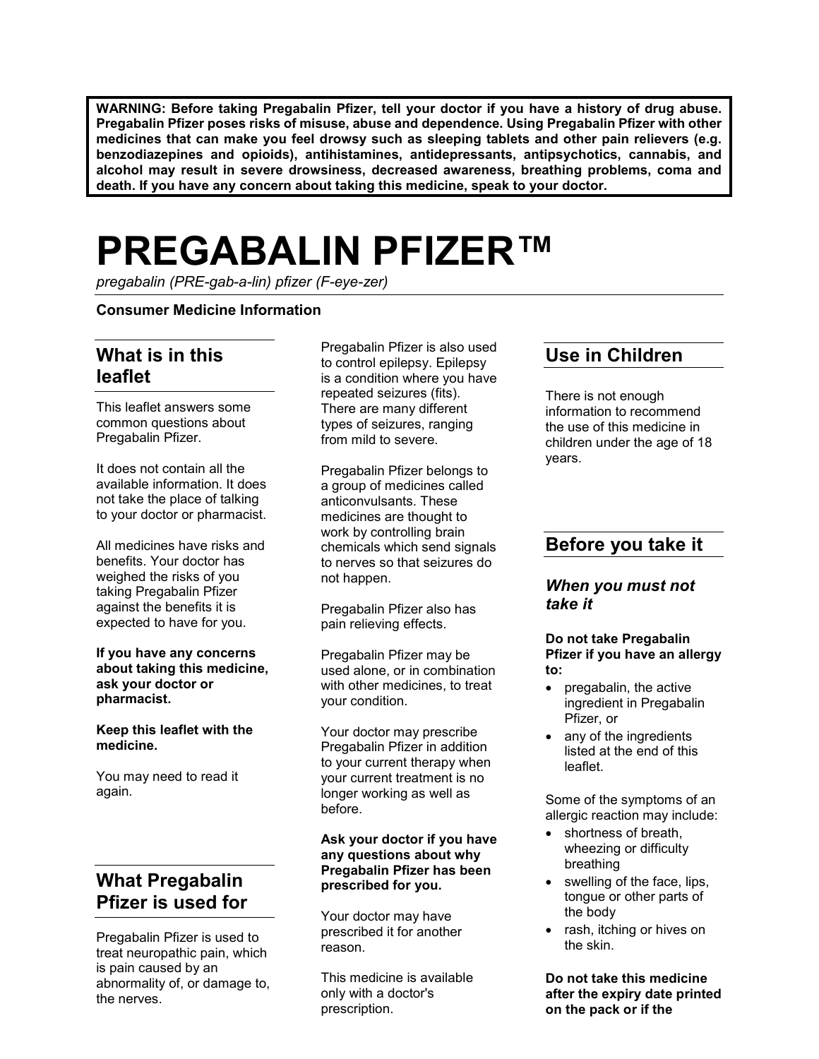**WARNING: Before taking Pregabalin Pfizer, tell your doctor if you have a history of drug abuse. Pregabalin Pfizer poses risks of misuse, abuse and dependence. Using Pregabalin Pfizer with other medicines that can make you feel drowsy such as sleeping tablets and other pain relievers (e.g. benzodiazepines and opioids), antihistamines, antidepressants, antipsychotics, cannabis, and alcohol may result in severe drowsiness, decreased awareness, breathing problems, coma and death. If you have any concern about taking this medicine, speak to your doctor.**

# PREGABALIN PFIZER™

*pregabalin (PRE-gab-a-lin) pfizer (F-eye-zer)*

**Consumer Medicine Information**

## What is in this leaflet

This leaflet answers some common questions about Pregabalin Pfizer.

It does not contain all the available information. It does not take the place of talking to your doctor or pharmacist.

All medicines have risks and benefits. Your doctor has weighed the risks of you taking Pregabalin Pfizer against the benefits it is expected to have for you.

**If you have any concerns about taking this medicine, ask your doctor or pharmacist.**

**Keep this leaflet with the medicine.**

You may need to read it again.

## What Pregabalin Pfizer is used for

Pregabalin Pfizer is used to treat neuropathic pain, which is pain caused by an abnormality of, or damage to, the nerves.

Pregabalin Pfizer is also used to control epilepsy. Epilepsy is a condition where you have repeated seizures (fits). There are many different types of seizures, ranging from mild to severe.

Pregabalin Pfizer belongs to a group of medicines called anticonvulsants. These medicines are thought to work by controlling brain chemicals which send signals to nerves so that seizures do not happen.

Pregabalin Pfizer also has pain relieving effects.

Pregabalin Pfizer may be used alone, or in combination with other medicines, to treat your condition.

Your doctor may prescribe Pregabalin Pfizer in addition to your current therapy when your current treatment is no longer working as well as before.

**Ask your doctor if you have any questions about why Pregabalin Pfizer has been prescribed for you.**

Your doctor may have prescribed it for another reason.

This medicine is available only with a doctor's prescription.

## Use in Children

There is not enough information to recommend the use of this medicine in children under the age of 18 years.

## Before you take it

### *When you must not take it*

**Do not take Pregabalin Pfizer if you have an allergy to:**

- pregabalin, the active ingredient in Pregabalin Pfizer, or
- any of the ingredients listed at the end of this leaflet.

Some of the symptoms of an allergic reaction may include:

- shortness of breath, wheezing or difficulty breathing
- swelling of the face, lips, tongue or other parts of the body
- rash, itching or hives on the skin.

**Do not take this medicine after the expiry date printed on the pack or if the**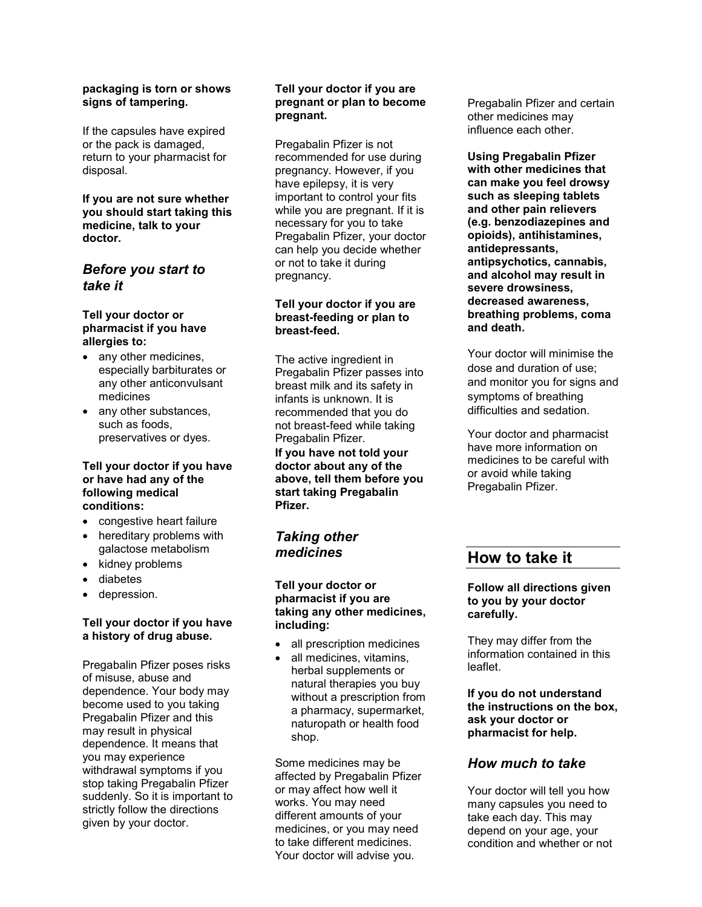**packaging is torn or shows signs of tampering.**

If the capsules have expired or the pack is damaged, return to your pharmacist for disposal.

**If you are not sure whether you should start taking this medicine, talk to your doctor.**

### *Before you start to take it*

**Tell your doctor or pharmacist if you have allergies to:**

- any other medicines, especially barbiturates or any other anticonvulsant medicines
- any other substances, such as foods, preservatives or dyes.

**Tell your doctor if you have or have had any of the following medical conditions:**

- congestive heart failure
- hereditary problems with galactose metabolism
- kidney problems
- diabetes
- depression.

**Tell your doctor if you have a history of drug abuse.**

Pregabalin Pfizer poses risks of misuse, abuse and dependence. Your body may become used to you taking Pregabalin Pfizer and this may result in physical dependence. It means that you may experience withdrawal symptoms if you stop taking Pregabalin Pfizer suddenly. So it is important to strictly follow the directions given by your doctor.

**Tell your doctor if you are pregnant or plan to become pregnant.**

Pregabalin Pfizer is not recommended for use during pregnancy. However, if you have epilepsy, it is very important to control your fits while you are pregnant. If it is necessary for you to take Pregabalin Pfizer, your doctor can help you decide whether or not to take it during pregnancy.

**Tell your doctor if you are breast-feeding or plan to breast-feed.**

The active ingredient in Pregabalin Pfizer passes into breast milk and its safety in infants is unknown. It is recommended that you do not breast-feed while taking Pregabalin Pfizer.

**If you have not told your doctor about any of the above, tell them before you start taking Pregabalin Pfizer.**

### *Taking other medicines*

**Tell your doctor or pharmacist if you are taking any other medicines, including:**

- all prescription medicines
- all medicines, vitamins, herbal supplements or natural therapies you buy without a prescription from a pharmacy, supermarket, naturopath or health food shop.

Some medicines may be affected by Pregabalin Pfizer or may affect how well it works. You may need different amounts of your medicines, or you may need to take different medicines. Your doctor will advise you.

Pregabalin Pfizer and certain other medicines may influence each other.

**Using Pregabalin Pfizer with other medicines that can make you feel drowsy such as sleeping tablets and other pain relievers (e.g. benzodiazepines and opioids), antihistamines, antidepressants, antipsychotics, cannabis, and alcohol may result in severe drowsiness, decreased awareness, breathing problems, coma and death.**

Your doctor will minimise the dose and duration of use; and monitor you for signs and symptoms of breathing difficulties and sedation.

Your doctor and pharmacist have more information on medicines to be careful with or avoid while taking Pregabalin Pfizer.

## How to take it

**Follow all directions given to you by your doctor carefully.**

They may differ from the information contained in this leaflet.

**If you do not understand the instructions on the box, ask your doctor or pharmacist for help.**

### *How much to take*

Your doctor will tell you how many capsules you need to take each day. This may depend on your age, your condition and whether or not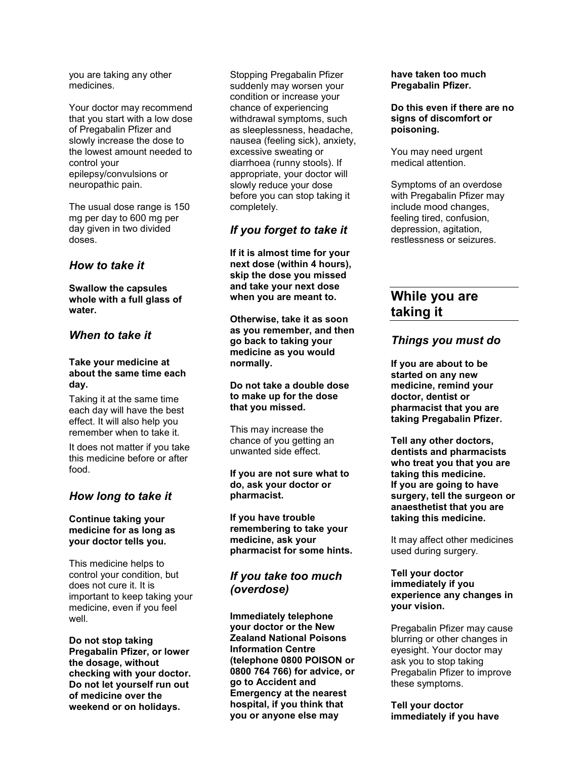you are taking any other medicines.

Your doctor may recommend that you start with a low dose of Pregabalin Pfizer and slowly increase the dose to the lowest amount needed to control your epilepsy/convulsions or neuropathic pain.

The usual dose range is 150 mg per day to 600 mg per day given in two divided doses.

### *How to take it*

**Swallow the capsules whole with a full glass of water.**

### *When to take it*

**Take your medicine at about the same time each day.**

Taking it at the same time each day will have the best effect. It will also help you remember when to take it.

It does not matter if you take this medicine before or after food.

### *How long to take it*

**Continue taking your medicine for as long as your doctor tells you.**

This medicine helps to control your condition, but does not cure it. It is important to keep taking your medicine, even if you feel well.

**Do not stop taking Pregabalin Pfizer, or lower the dosage, without checking with your doctor. Do not let yourself run out of medicine over the weekend or on holidays.**

Stopping Pregabalin Pfizer suddenly may worsen your condition or increase your chance of experiencing withdrawal symptoms, such as sleeplessness, headache, nausea (feeling sick), anxiety, excessive sweating or diarrhoea (runny stools). If appropriate, your doctor will slowly reduce your dose before you can stop taking it completely.

### *If you forget to take it*

**If it is almost time for your next dose (within 4 hours), skip the dose you missed and take your next dose when you are meant to.**

**Otherwise, take it as soon as you remember, and then go back to taking your medicine as you would normally.**

**Do not take a double dose to make up for the dose that you missed.**

This may increase the chance of you getting an unwanted side effect.

**If you are not sure what to do, ask your doctor or pharmacist.**

**If you have trouble remembering to take your medicine, ask your pharmacist for some hints.**

### *If you take too much (overdose)*

**Immediately telephone your doctor or the New Zealand National Poisons Information Centre (telephone 0800 POISON or 0800 764 766) for advice, or go to Accident and Emergency at the nearest hospital, if you think that you or anyone else may have taken too much Pregabalin Pfizer.**

**Do this even if there are no signs of discomfort or poisoning.**

You may need urgent medical attention.

Symptoms of an overdose with Pregabalin Pfizer may include mood changes, feeling tired, confusion, depression, agitation, restlessness or seizures.

## While you are taking it

### *Things you must do*

**If you are about to be started on any new medicine, remind your doctor, dentist or pharmacist that you are taking Pregabalin Pfizer.**

**Tell any other doctors, dentists and pharmacists who treat you that you are taking this medicine.**
**If you are going to have surgery, tell the surgeon or anaesthetist that you are taking this medicine.**

It may affect other medicines used during surgery.

**Tell your doctor immediately if you experience any changes in your vision.**

Pregabalin Pfizer may cause blurring or other changes in eyesight. Your doctor may ask you to stop taking Pregabalin Pfizer to improve these symptoms.

**Tell your doctor immediately if you have**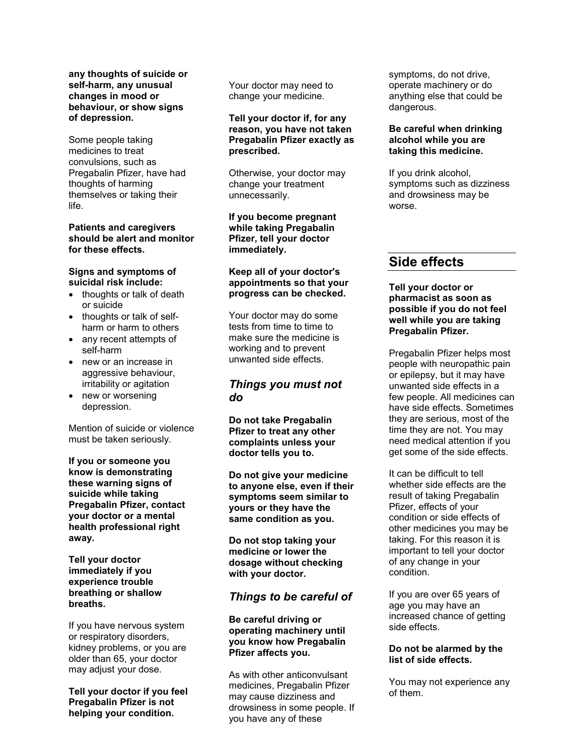**any thoughts of suicide or self-harm, any unusual changes in mood or behaviour, or show signs of depression.**

Some people taking medicines to treat convulsions, such as Pregabalin Pfizer, have had thoughts of harming themselves or taking their life.

**Patients and caregivers should be alert and monitor for these effects.**

**Signs and symptoms of suicidal risk include:**

- thoughts or talk of death or suicide
- thoughts or talk of self-harm or harm to others
- any recent attempts of self-harm
- new or an increase in aggressive behaviour, irritability or agitation
- new or worsening depression.

Mention of suicide or violence must be taken seriously.

**If you or someone you know is demonstrating these warning signs of suicide while taking Pregabalin Pfizer, contact your doctor or a mental health professional right away.**

**Tell your doctor immediately if you experience trouble breathing or shallow breaths.**

If you have nervous system or respiratory disorders, kidney problems, or you are older than 65, your doctor may adjust your dose.

**Tell your doctor if you feel Pregabalin Pfizer is not helping your condition.**

Your doctor may need to change your medicine.

**Tell your doctor if, for any reason, you have not taken Pregabalin Pfizer exactly as prescribed.**

Otherwise, your doctor may change your treatment unnecessarily.

**If you become pregnant while taking Pregabalin Pfizer, tell your doctor immediately.**

**Keep all of your doctor's appointments so that your progress can be checked.**

Your doctor may do some tests from time to time to make sure the medicine is working and to prevent unwanted side effects.

### *Things you must not do*

**Do not take Pregabalin Pfizer to treat any other complaints unless your doctor tells you to.**

**Do not give your medicine to anyone else, even if their symptoms seem similar to yours or they have the same condition as you.**

**Do not stop taking your medicine or lower the dosage without checking with your doctor.**

### *Things to be careful of*

**Be careful driving or operating machinery until you know how Pregabalin Pfizer affects you.**

As with other anticonvulsant medicines, Pregabalin Pfizer may cause dizziness and drowsiness in some people. If you have any of these symptoms, do not drive, operate machinery or do anything else that could be dangerous.

**Be careful when drinking alcohol while you are taking this medicine.**

If you drink alcohol, symptoms such as dizziness and drowsiness may be worse.

## Side effects

**Tell your doctor or pharmacist as soon as possible if you do not feel well while you are taking Pregabalin Pfizer.**

Pregabalin Pfizer helps most people with neuropathic pain or epilepsy, but it may have unwanted side effects in a few people. All medicines can have side effects. Sometimes they are serious, most of the time they are not. You may need medical attention if you get some of the side effects.

It can be difficult to tell whether side effects are the result of taking Pregabalin Pfizer, effects of your condition or side effects of other medicines you may be taking. For this reason it is important to tell your doctor of any change in your condition.

If you are over 65 years of age you may have an increased chance of getting side effects.

**Do not be alarmed by the list of side effects.**

You may not experience any of them.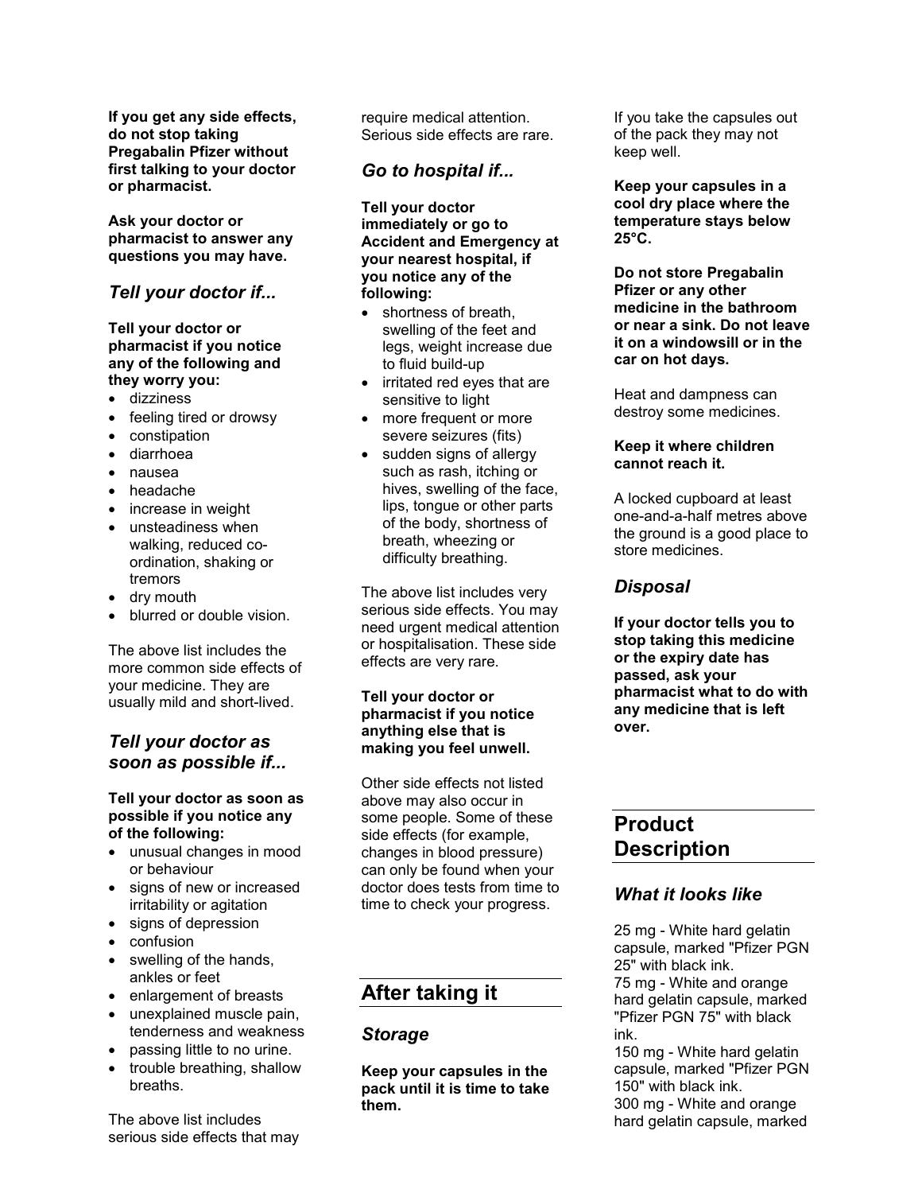**If you get any side effects, do not stop taking Pregabalin Pfizer without first talking to your doctor or pharmacist.**

**Ask your doctor or pharmacist to answer any questions you may have.**

### *Tell your doctor if...*

**Tell your doctor or pharmacist if you notice any of the following and they worry you:**

- dizziness
- feeling tired or drowsy
- constipation
- diarrhoea
- nausea
- headache
- increase in weight
- unsteadiness when walking, reduced co-ordination, shaking or tremors
- dry mouth
- blurred or double vision.

The above list includes the more common side effects of your medicine. They are usually mild and short-lived.

### *Tell your doctor as soon as possible if...*

**Tell your doctor as soon as possible if you notice any of the following:**

- unusual changes in mood or behaviour
- signs of new or increased irritability or agitation
- signs of depression
- confusion
- swelling of the hands, ankles or feet
- enlargement of breasts
- unexplained muscle pain, tenderness and weakness
- passing little to no urine.
- trouble breathing, shallow breaths.

The above list includes serious side effects that may require medical attention. Serious side effects are rare.

### *Go to hospital if...*

**Tell your doctor immediately or go to Accident and Emergency at your nearest hospital, if you notice any of the following:**

- shortness of breath, swelling of the feet and legs, weight increase due to fluid build-up
- irritated red eyes that are sensitive to light
- more frequent or more severe seizures (fits)
- sudden signs of allergy such as rash, itching or hives, swelling of the face, lips, tongue or other parts of the body, shortness of breath, wheezing or difficulty breathing.

The above list includes very serious side effects. You may need urgent medical attention or hospitalisation. These side effects are very rare.

**Tell your doctor or pharmacist if you notice anything else that is making you feel unwell.**

Other side effects not listed above may also occur in some people. Some of these side effects (for example, changes in blood pressure) can only be found when your doctor does tests from time to time to check your progress.

## After taking it

### *Storage*

**Keep your capsules in the pack until it is time to take them.**

If you take the capsules out of the pack they may not keep well.

**Keep your capsules in a cool dry place where the temperature stays below 25°C.**

**Do not store Pregabalin Pfizer or any other medicine in the bathroom or near a sink. Do not leave it on a windowsill or in the car on hot days.**

Heat and dampness can destroy some medicines.

**Keep it where children cannot reach it.**

A locked cupboard at least one-and-a-half metres above the ground is a good place to store medicines.

### *Disposal*

**If your doctor tells you to stop taking this medicine or the expiry date has passed, ask your pharmacist what to do with any medicine that is left over.**

## Product Description

### *What it looks like*

25 mg - White hard gelatin capsule, marked "Pfizer PGN 25" with black ink.
75 mg - White and orange hard gelatin capsule, marked "Pfizer PGN 75" with black ink.
150 mg - White hard gelatin capsule, marked "Pfizer PGN 150" with black ink.
300 mg - White and orange hard gelatin capsule, marked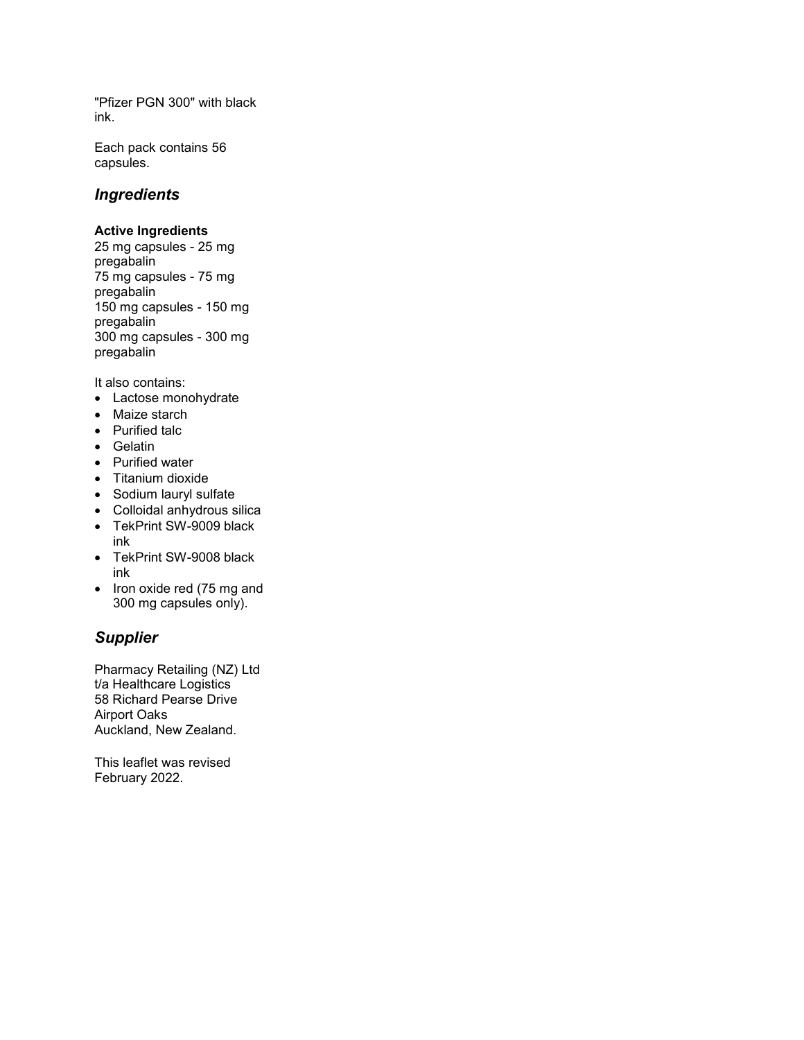"Pfizer PGN 300" with black ink.

Each pack contains 56 capsules.

## *Ingredients*

**Active Ingredients**

25 mg capsules - 25 mg pregabalin
75 mg capsules - 75 mg pregabalin
150 mg capsules - 150 mg pregabalin
300 mg capsules - 300 mg pregabalin

It also contains:

- Lactose monohydrate
- Maize starch
- Purified talc
- Gelatin
- Purified water
- Titanium dioxide
- Sodium lauryl sulfate
- Colloidal anhydrous silica
- TekPrint SW-9009 black ink
- TekPrint SW-9008 black ink
- Iron oxide red (75 mg and 300 mg capsules only).

## *Supplier*

Pharmacy Retailing (NZ) Ltd
t/a Healthcare Logistics
58 Richard Pearse Drive
Airport Oaks
Auckland, New Zealand.

This leaflet was revised February 2022.